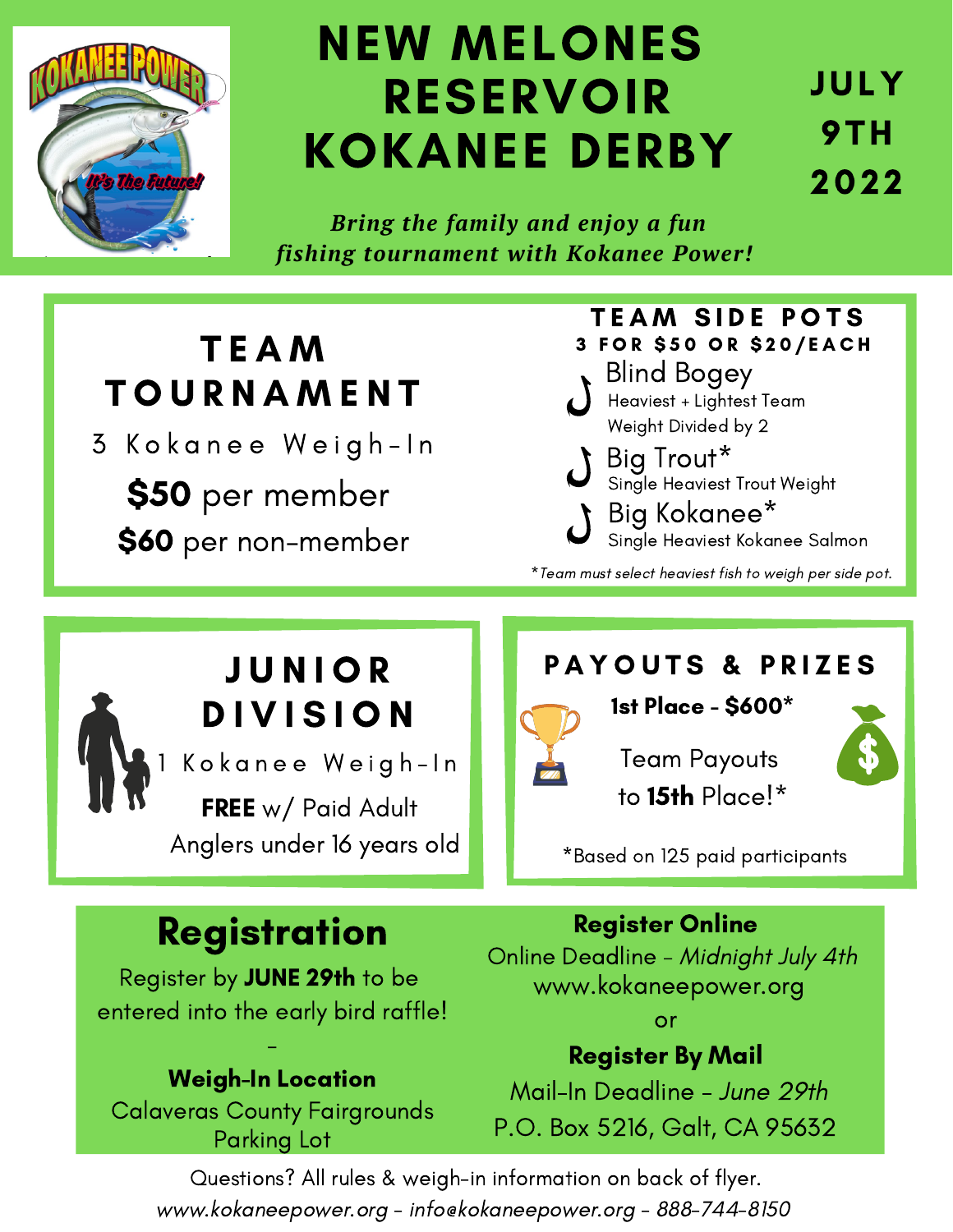# NEW MELONES RESERVOIR KOKANEE DERBY

**JULY 9TH 2022**

*Bring the family and enjoy a fun fishing tournament with Kokanee Power!*

## TEAM TOURNAMENT

3 Kokanee Weigh-In

**$50** per member

**$60** per non-member

## TEAM SIDE POTS

**3 FOR $50 OR $20/EACH**

- **Blind Bogey**
  Heaviest + Lightest Team Weight Divided by 2
- **Big Trout***
  Single Heaviest Trout Weight
- **Big Kokanee***
  Single Heaviest Kokanee Salmon

*\*Team must select heaviest fish to weigh per side pot.*

## JUNIOR DIVISION

1 Kokanee Weigh-In

**FREE** w/ Paid Adult

Anglers under 16 years old

## PAYOUTS & PRIZES

**1st Place - $600***

Team Payouts to **15th** Place!*

*Based on 125 paid participants

## Registration

Register by **JUNE 29th** to be entered into the early bird raffle!

-

**Weigh-In Location**

Calaveras County Fairgrounds Parking Lot

**Register Online**

Online Deadline - *Midnight July 4th*

www.kokaneepower.org

or

**Register By Mail**

Mail-In Deadline - *June 29th*

P.O. Box 5216, Galt, CA 95632

Questions? All rules & weigh-in information on back of flyer.

*www.kokaneepower.org - info@kokaneepower.org - 888-744-8150*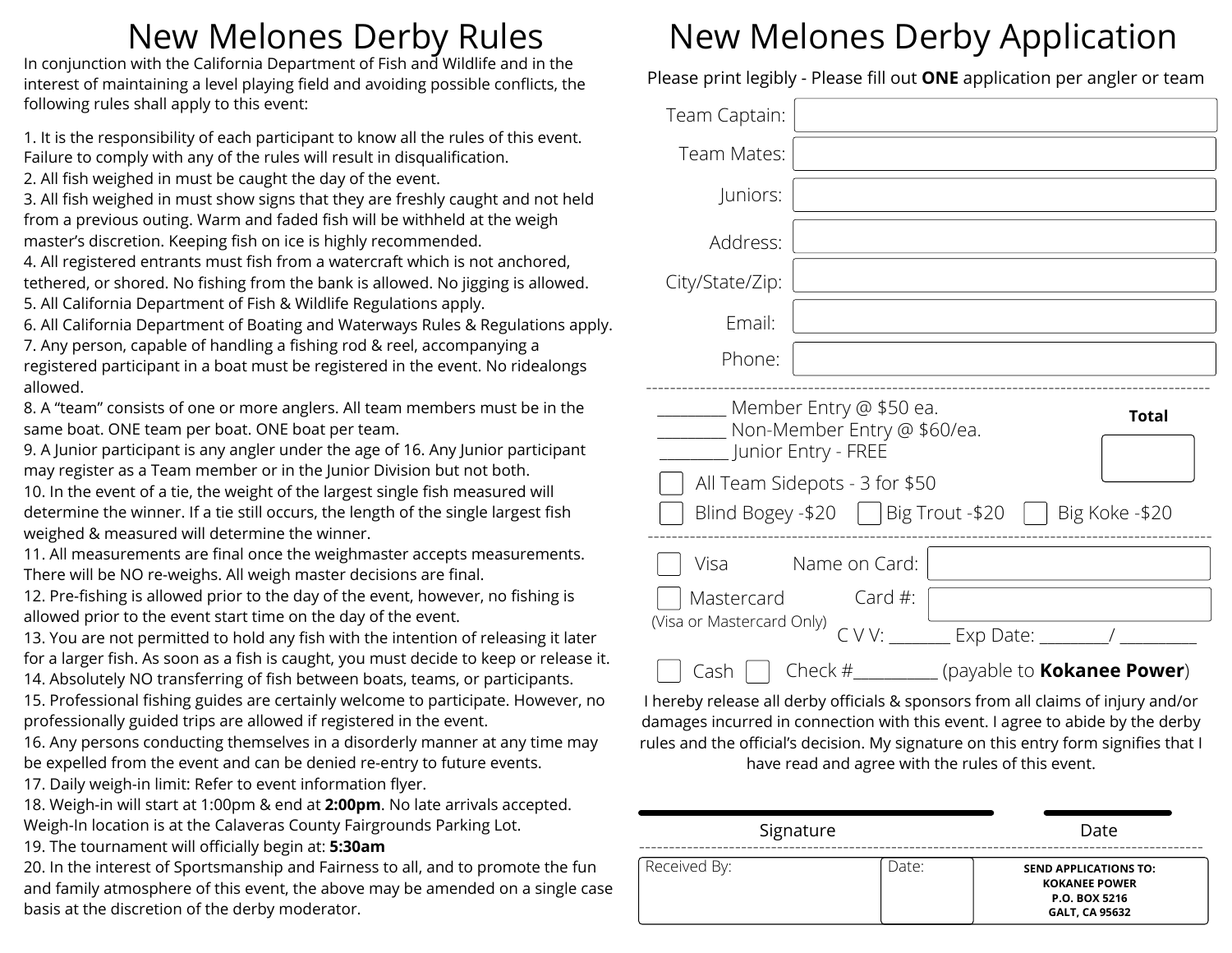# New Melones Derby Rules

In conjunction with the California Department of Fish and Wildlife and in the interest of maintaining a level playing field and avoiding possible conflicts, the following rules shall apply to this event:

1. It is the responsibility of each participant to know all the rules of this event. Failure to comply with any of the rules will result in disqualification.
2. All fish weighed in must be caught the day of the event.
3. All fish weighed in must show signs that they are freshly caught and not held from a previous outing. Warm and faded fish will be withheld at the weigh master's discretion. Keeping fish on ice is highly recommended.
4. All registered entrants must fish from a watercraft which is not anchored, tethered, or shored. No fishing from the bank is allowed. No jigging is allowed.
5. All California Department of Fish & Wildlife Regulations apply.
6. All California Department of Boating and Waterways Rules & Regulations apply.
7. Any person, capable of handling a fishing rod & reel, accompanying a registered participant in a boat must be registered in the event. No ridealongs allowed.
8. A "team" consists of one or more anglers. All team members must be in the same boat. ONE team per boat. ONE boat per team.
9. A Junior participant is any angler under the age of 16. Any Junior participant may register as a Team member or in the Junior Division but not both.
10. In the event of a tie, the weight of the largest single fish measured will determine the winner. If a tie still occurs, the length of the single largest fish weighed & measured will determine the winner.
11. All measurements are final once the weighmaster accepts measurements. There will be NO re-weighs. All weigh master decisions are final.
12. Pre-fishing is allowed prior to the day of the event, however, no fishing is allowed prior to the event start time on the day of the event.
13. You are not permitted to hold any fish with the intention of releasing it later for a larger fish. As soon as a fish is caught, you must decide to keep or release it.
14. Absolutely NO transferring of fish between boats, teams, or participants.
15. Professional fishing guides are certainly welcome to participate. However, no professionally guided trips are allowed if registered in the event.
16. Any persons conducting themselves in a disorderly manner at any time may be expelled from the event and can be denied re-entry to future events.
17. Daily weigh-in limit: Refer to event information flyer.
18. Weigh-in will start at 1:00pm & end at **2:00pm**. No late arrivals accepted. Weigh-In location is at the Calaveras County Fairgrounds Parking Lot.
19. The tournament will officially begin at: **5:30am**
20. In the interest of Sportsmanship and Fairness to all, and to promote the fun and family atmosphere of this event, the above may be amended on a single case basis at the discretion of the derby moderator.

# New Melones Derby Application

Please print legibly - Please fill out **ONE** application per angler or team

Team Captain: ____________________

Team Mates: ____________________

Juniors: ____________________

Address: ____________________

City/State/Zip: ____________________

Email: ____________________

Phone: ____________________

________ Member Entry @ $50 ea.
________ Non-Member Entry @ $60/ea.
________ Junior Entry - FREE

**Total** ________

☐ All Team Sidepots - 3 for $50

☐ Blind Bogey -$20 ☐ Big Trout -$20 ☐ Big Koke -$20

☐ Visa Name on Card: ____________________

☐ Mastercard Card #: ____________________

(Visa or Mastercard Only)

C V V: ________ Exp Date: ________/ __________

☐ Cash ☐ Check #__________ (payable to **Kokanee Power**)

I hereby release all derby officials & sponsors from all claims of injury and/or damages incurred in connection with this event. I agree to abide by the derby rules and the official's decision. My signature on this entry form signifies that I have read and agree with the rules of this event.

Signature ____________________ Date ____________

Received By: ____________ Date: ____________

**SEND APPLICATIONS TO:**
**KOKANEE POWER**
**P.O. BOX 5216**
**GALT, CA 95632**